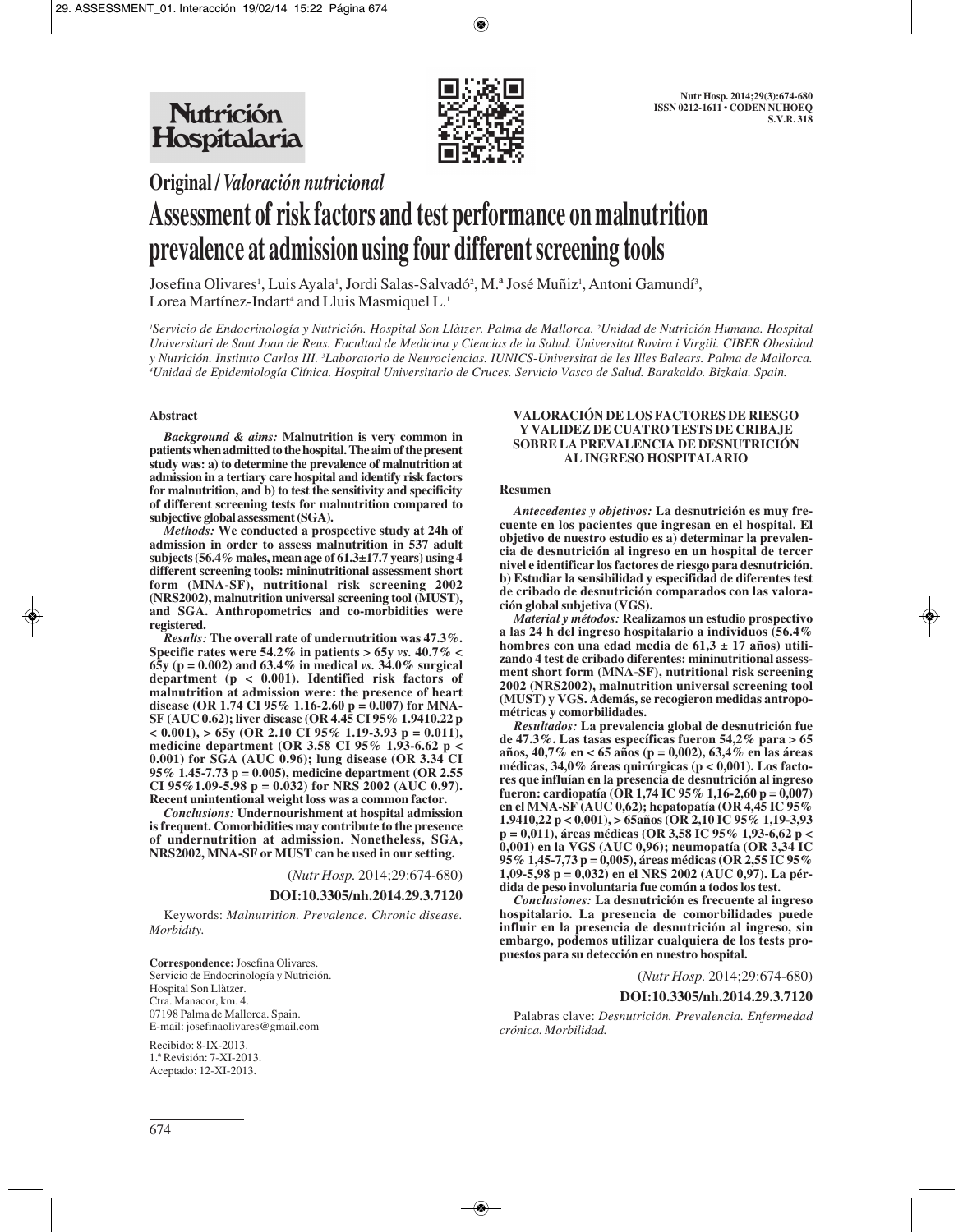**Original / *Valoración nutricional***

# Assessment of risk factors and test performance on malnutrition prevalence at admission using four different screening tools

Josefina Olivares[1], Luis Ayala[1], Jordi Salas-Salvadó[2], M.ª José Muñiz[1], Antoni Gamundí[3], Lorea Martínez-Indart[4] and Lluis Masmiquel L.[1]

*[1]Servicio de Endocrinología y Nutrición. Hospital Son Llàtzer. Palma de Mallorca. [2]Unidad de Nutrición Humana. Hospital Universitari de Sant Joan de Reus. Facultad de Medicina y Ciencias de la Salud. Universitat Rovira i Virgili. CIBER Obesidad y Nutrición. Instituto Carlos III. [3]Laboratorio de Neurociencias. IUNICS-Universitat de les Illes Balears. Palma de Mallorca. [4]Unidad de Epidemiología Clínica. Hospital Universitario de Cruces. Servicio Vasco de Salud. Barakaldo. Bizkaia. Spain.*

## Abstract

***Background & aims:*** **Malnutrition is very common in patients when admitted to the hospital. The aim of the present study was: a) to determine the prevalence of malnutrition at admission in a tertiary care hospital and identify risk factors for malnutrition, and b) to test the sensitivity and specificity of different screening tests for malnutrition compared to subjective global assessment (SGA).**

***Methods:*** **We conducted a prospective study at 24h of admission in order to assess malnutrition in 537 adult subjects (56.4% males, mean age of 61.3±17.7 years) using 4 different screening tools: mininutritional assessment short form (MNA-SF), nutritional risk screening 2002 (NRS2002), malnutrition universal screening tool (MUST), and SGA. Anthropometrics and co-morbidities were registered.**

***Results:*** **The overall rate of undernutrition was 47.3%. Specific rates were 54.2% in patients > 65y *vs.* 40.7% < 65y (p = 0.002) and 63.4% in medical *vs.* 34.0% surgical department (p < 0.001). Identified risk factors of malnutrition at admission were: the presence of heart disease (OR 1.74 CI 95% 1.16-2.60 p = 0.007) for MNA-SF (AUC 0.62); liver disease (OR 4.45 CI 95% 1.9410.22 p < 0.001), > 65y (OR 2.10 CI 95% 1.19-3.93 p = 0.011), medicine department (OR 3.58 CI 95% 1.93-6.62 p < 0.001) for SGA (AUC 0.96); lung disease (OR 3.34 CI 95% 1.45-7.73 p = 0.005), medicine department (OR 2.55 CI 95%1.09-5.98 p = 0.032) for NRS 2002 (AUC 0.97). Recent unintentional weight loss was a common factor.**

***Conclusions:*** **Undernourishment at hospital admission is frequent. Comorbidities may contribute to the presence of undernutrition at admission. Nonetheless, SGA, NRS2002, MNA-SF or MUST can be used in our setting.**

(*Nutr Hosp.* 2014;29:674-680)

**DOI:10.3305/nh.2014.29.3.7120**

Keywords: *Malnutrition. Prevalence. Chronic disease. Morbidity.*

**VALORACIÓN DE LOS FACTORES DE RIESGO Y VALIDEZ DE CUATRO TESTS DE CRIBAJE SOBRE LA PREVALENCIA DE DESNUTRICIÓN AL INGRESO HOSPITALARIO**

## Resumen

***Antecedentes y objetivos:*** **La desnutrición es muy frecuente en los pacientes que ingresan en el hospital. El objetivo de nuestro estudio es a) determinar la prevalencia de desnutrición al ingreso en un hospital de tercer nivel e identificar los factores de riesgo para desnutrición. b) Estudiar la sensibilidad y especifidad de diferentes test de cribado de desnutrición comparados con las valoración global subjetiva (VGS).**

***Material y métodos:*** **Realizamos un estudio prospectivo a las 24 h del ingreso hospitalario a individuos (56.4% hombres con una edad media de 61,3 ± 17 años) utilizando 4 test de cribado diferentes: mininutritional assessment short form (MNA-SF), nutritional risk screening 2002 (NRS2002), malnutrition universal screening tool (MUST) y VGS. Además, se recogieron medidas antropométricas y comorbilidades.**

***Resultados:*** **La prevalencia global de desnutrición fue de 47.3%. Las tasas específicas fueron 54,2% para > 65 años, 40,7% en < 65 años (p = 0,002), 63,4% en las áreas médicas, 34,0% áreas quirúrgicas (p < 0,001). Los factores que influían en la presencia de desnutrición al ingreso fueron: cardiopatía (OR 1,74 IC 95% 1,16-2,60 p = 0,007) en el MNA-SF (AUC 0,62); hepatopatía (OR 4,45 IC 95% 1.9410,22 p < 0,001), > 65años (OR 2,10 IC 95% 1,19-3,93 p = 0,011), áreas médicas (OR 3,58 IC 95% 1,93-6,62 p < 0,001) en la VGS (AUC 0,96); neumopatía (OR 3,34 IC 95% 1,45-7,73 p = 0,005), áreas médicas (OR 2,55 IC 95% 1,09-5,98 p = 0,032) en el NRS 2002 (AUC 0,97). La pérdida de peso involuntaria fue común a todos los test.**

***Conclusiones:*** **La desnutrición es frecuente al ingreso hospitalario. La presencia de comorbilidades puede influir en la presencia de desnutrición al ingreso, sin embargo, podemos utilizar cualquiera de los tests propuestos para su detección en nuestro hospital.**

(*Nutr Hosp.* 2014;29:674-680)

**DOI:10.3305/nh.2014.29.3.7120**

Palabras clave: *Desnutrición. Prevalencia. Enfermedad crónica. Morbilidad.*

**Correspondence:** Josefina Olivares.
Servicio de Endocrinología y Nutrición.
Hospital Son Llàtzer.
Ctra. Manacor, km. 4.
07198 Palma de Mallorca. Spain.
E-mail: josefinaolivares@gmail.com

Recibido: 8-IX-2013.
1.ª Revisión: 7-XI-2013.
Aceptado: 12-XI-2013.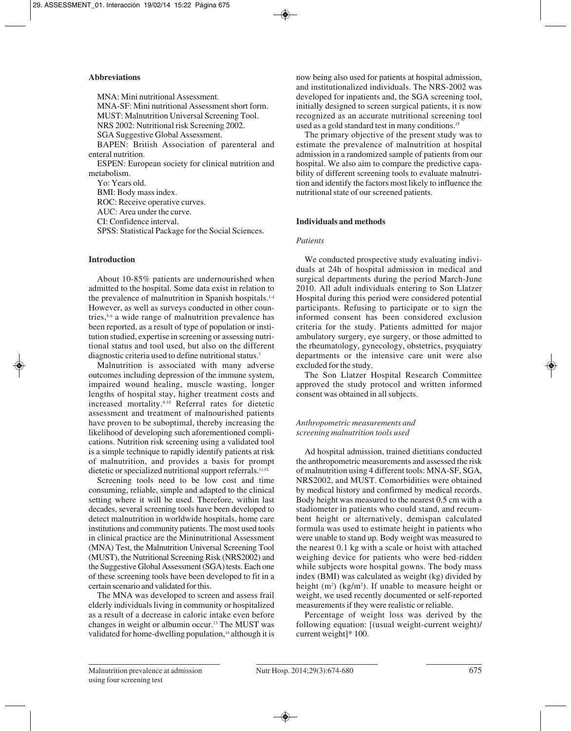## Abbreviations

MNA: Mini nutritional Assessment.

MNA-SF: Mini nutritional Assessment short form.

MUST: Malnutrition Universal Screening Tool.

NRS 2002: Nutritional risk Screening 2002.

SGA Suggestive Global Assessment.

BAPEN: British Association of parenteral and enteral nutrition.

ESPEN: European society for clinical nutrition and metabolism.

Yo: Years old.

BMI: Body mass index.

ROC: Receive operative curves.

AUC: Area under the curve.

CI: Confidence interval.

SPSS: Statistical Package for the Social Sciences.

## Introduction

About 10-85% patients are undernourished when admitted to the hospital. Some data exist in relation to the prevalence of malnutrition in Spanish hospitals.[1-4] However, as well as surveys conducted in other countries,[5-6] a wide range of malnutrition prevalence has been reported, as a result of type of population or institution studied, expertise in screening or assessing nutritional status and tool used, but also on the different diagnostic criteria used to define nutritional status.[7]

Malnutrition is associated with many adverse outcomes including depression of the immune system, impaired wound healing, muscle wasting, longer lengths of hospital stay, higher treatment costs and increased mortality.[8-10] Referral rates for dietetic assessment and treatment of malnourished patients have proven to be suboptimal, thereby increasing the likelihood of developing such aforementioned complications. Nutrition risk screening using a validated tool is a simple technique to rapidly identify patients at risk of malnutrition, and provides a basis for prompt dietetic or specialized nutritional support referrals.[11,12]

Screening tools need to be low cost and time consuming, reliable, simple and adapted to the clinical setting where it will be used. Therefore, within last decades, several screening tools have been developed to detect malnutrition in worldwide hospitals, home care institutions and community patients. The most used tools in clinical practice are the Mininutritional Assessment (MNA) Test, the Malnutrition Universal Screening Tool (MUST), the Nutritional Screening Risk (NRS2002) and the Suggestive Global Assessment (SGA) tests. Each one of these screening tools have been developed to fit in a certain scenario and validated for this.

The MNA was developed to screen and assess frail elderly individuals living in community or hospitalized as a result of a decrease in caloric intake even before changes in weight or albumin occur.[13] The MUST was validated for home-dwelling population,[14] although it is now being also used for patients at hospital admission, and institutionalized individuals. The NRS-2002 was developed for inpatients and, the SGA screening tool, initially designed to screen surgical patients, it is now recognized as an accurate nutritional screening tool used as a gold standard test in many conditions.[15]

The primary objective of the present study was to estimate the prevalence of malnutrition at hospital admission in a randomized sample of patients from our hospital. We also aim to compare the predictive capability of different screening tools to evaluate malnutrition and identify the factors most likely to influence the nutritional state of our screened patients.

## Individuals and methods

### *Patients*

We conducted prospective study evaluating individuals at 24h of hospital admission in medical and surgical departments during the period March-June 2010. All adult individuals entering to Son Llatzer Hospital during this period were considered potential participants. Refusing to participate or to sign the informed consent has been considered exclusion criteria for the study. Patients admitted for major ambulatory surgery, eye surgery, or those admitted to the rheumatology, gynecology, obstetrics, psyquiatry departments or the intensive care unit were also excluded for the study.

The Son Llatzer Hospital Research Committee approved the study protocol and written informed consent was obtained in all subjects.

### *Anthropometric measurements and screening malnutrition tools used*

Ad hospital admission, trained dietitians conducted the anthropometric measurements and assessed the risk of malnutrition using 4 different tools: MNA-SF, SGA, NRS2002, and MUST. Comorbidities were obtained by medical history and confirmed by medical records. Body height was measured to the nearest 0.5 cm with a stadiometer in patients who could stand, and recumbent height or alternatively, demispan calculated formula was used to estimate height in patients who were unable to stand up. Body weight was measured to the nearest 0.1 kg with a scale or hoist with attached weighing device for patients who were bed-ridden while subjects wore hospital gowns. The body mass index (BMI) was calculated as weight (kg) divided by height ($m^2$) ($kg/m^2$). If unable to measure height or weight, we used recently documented or self-reported measurements if they were realistic or reliable.

Percentage of weight loss was derived by the following equation: [(usual weight-current weight)/current weight]* 100.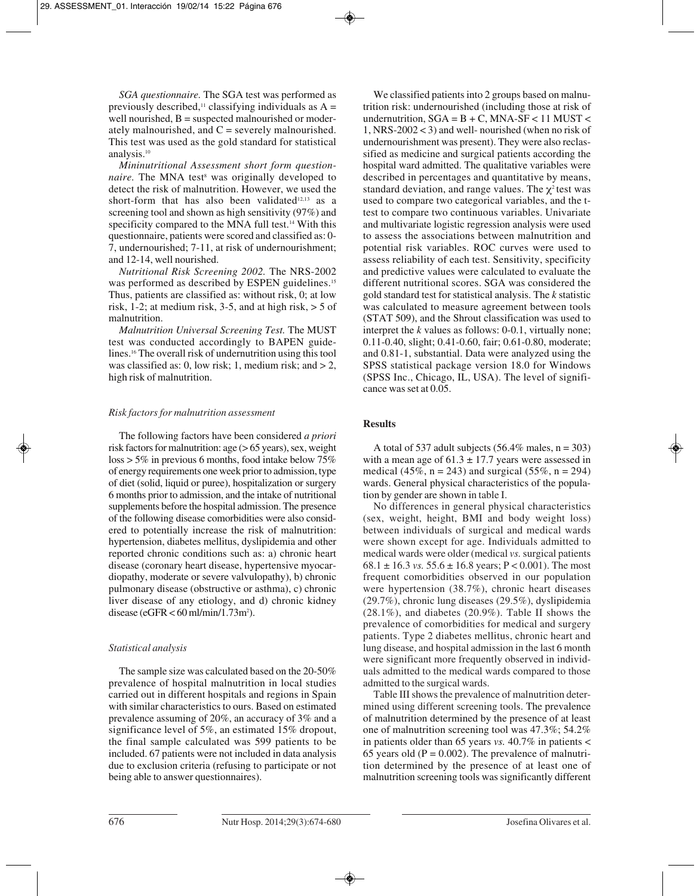*SGA questionnaire.* The SGA test was performed as previously described,[11] classifying individuals as A = well nourished, B = suspected malnourished or moderately malnourished, and C = severely malnourished. This test was used as the gold standard for statistical analysis.[10]

*Mininutritional Assessment short form questionnaire.* The MNA test[8] was originally developed to detect the risk of malnutrition. However, we used the short-form that has also been validated[12,13] as a screening tool and shown as high sensitivity (97%) and specificity compared to the MNA full test.[14] With this questionnaire, patients were scored and classified as: 0-7, undernourished; 7-11, at risk of undernourishment; and 12-14, well nourished.

*Nutritional Risk Screening 2002.* The NRS-2002 was performed as described by ESPEN guidelines.[15] Thus, patients are classified as: without risk, 0; at low risk, 1-2; at medium risk, 3-5, and at high risk, > 5 of malnutrition.

*Malnutrition Universal Screening Test.* The MUST test was conducted accordingly to BAPEN guidelines.[16] The overall risk of undernutrition using this tool was classified as: 0, low risk; 1, medium risk; and > 2, high risk of malnutrition.

### *Risk factors for malnutrition assessment*

The following factors have been considered *a priori* risk factors for malnutrition: age (> 65 years), sex, weight loss > 5% in previous 6 months, food intake below 75% of energy requirements one week prior to admission, type of diet (solid, liquid or puree), hospitalization or surgery 6 months prior to admission, and the intake of nutritional supplements before the hospital admission. The presence of the following disease comorbidities were also considered to potentially increase the risk of malnutrition: hypertension, diabetes mellitus, dyslipidemia and other reported chronic conditions such as: a) chronic heart disease (coronary heart disease, hypertensive myocardiopathy, moderate or severe valvulopathy), b) chronic pulmonary disease (obstructive or asthma), c) chronic liver disease of any etiology, and d) chronic kidney disease (eGFR < 60 ml/min/1.73m$^2$).

### *Statistical analysis*

The sample size was calculated based on the 20-50% prevalence of hospital malnutrition in local studies carried out in different hospitals and regions in Spain with similar characteristics to ours. Based on estimated prevalence assuming of 20%, an accuracy of 3% and a significance level of 5%, an estimated 15% dropout, the final sample calculated was 599 patients to be included. 67 patients were not included in data analysis due to exclusion criteria (refusing to participate or not being able to answer questionnaires).

We classified patients into 2 groups based on malnutrition risk: undernourished (including those at risk of undernutrition, SGA = B + C, MNA-SF < 11 MUST < 1, NRS-2002 < 3) and well- nourished (when no risk of undernourishment was present). They were also reclassified as medicine and surgical patients according the hospital ward admitted. The qualitative variables were described in percentages and quantitative by means, standard deviation, and range values. The $\chi^2$ test was used to compare two categorical variables, and the t-test to compare two continuous variables. Univariate and multivariate logistic regression analysis were used to assess the associations between malnutrition and potential risk variables. ROC curves were used to assess reliability of each test. Sensitivity, specificity and predictive values were calculated to evaluate the different nutritional scores. SGA was considered the gold standard test for statistical analysis. The *k* statistic was calculated to measure agreement between tools (STAT 509), and the Shrout classification was used to interpret the *k* values as follows: 0-0.1, virtually none; 0.11-0.40, slight; 0.41-0.60, fair; 0.61-0.80, moderate; and 0.81-1, substantial. Data were analyzed using the SPSS statistical package version 18.0 for Windows (SPSS Inc., Chicago, IL, USA). The level of significance was set at 0.05.

## Results

A total of 537 adult subjects (56.4% males, n = 303) with a mean age of 61.3 ± 17.7 years were assessed in medical (45%, n = 243) and surgical (55%, n = 294) wards. General physical characteristics of the population by gender are shown in table I.

No differences in general physical characteristics (sex, weight, height, BMI and body weight loss) between individuals of surgical and medical wards were shown except for age. Individuals admitted to medical wards were older (medical *vs.* surgical patients 68.1 ± 16.3 *vs.* 55.6 ± 16.8 years; P < 0.001). The most frequent comorbidities observed in our population were hypertension (38.7%), chronic heart diseases (29.7%), chronic lung diseases (29.5%), dyslipidemia (28.1%), and diabetes (20.9%). Table II shows the prevalence of comorbidities for medical and surgery patients. Type 2 diabetes mellitus, chronic heart and lung disease, and hospital admission in the last 6 month were significant more frequently observed in individuals admitted to the medical wards compared to those admitted to the surgical wards.

Table III shows the prevalence of malnutrition determined using different screening tools. The prevalence of malnutrition determined by the presence of at least one of malnutrition screening tool was 47.3%; 54.2% in patients older than 65 years *vs.* 40.7% in patients < 65 years old (P = 0.002). The prevalence of malnutrition determined by the presence of at least one of malnutrition screening tools was significantly different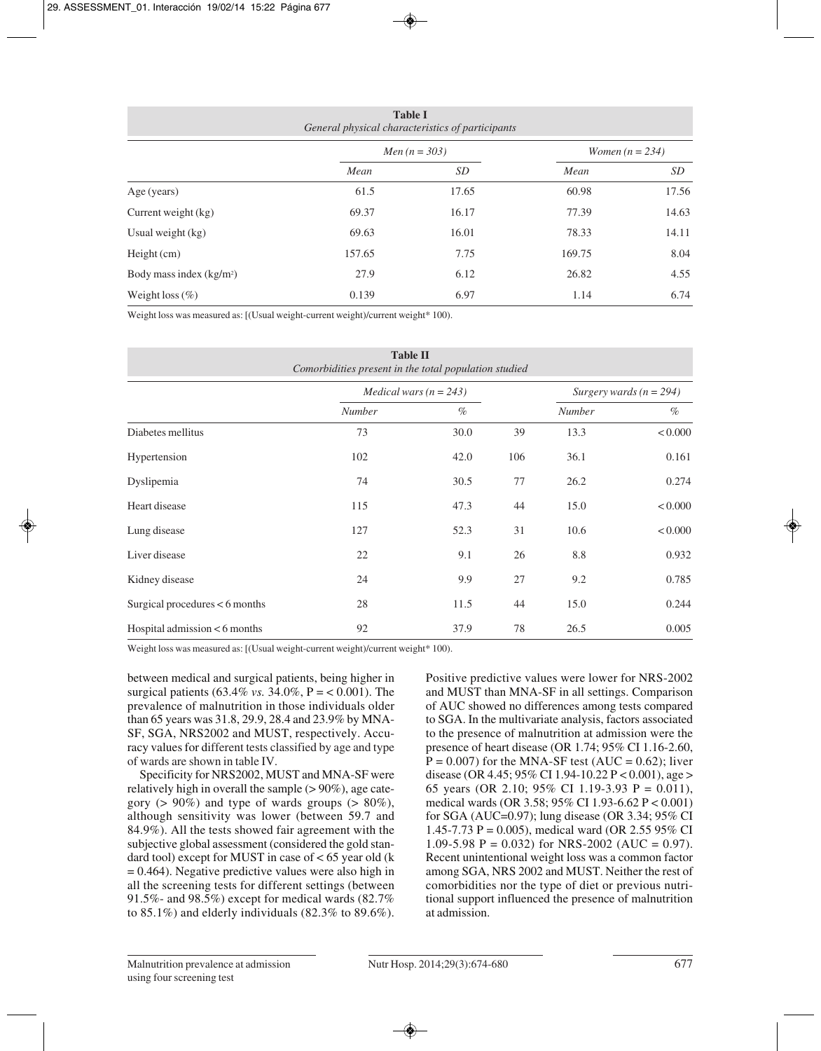**Table I**
*General physical characteristics of participants*

| | *Men (n = 303)* | | *Women (n = 234)* | |
|---|---|---|---|---|
| | *Mean* | *SD* | *Mean* | *SD* |
| Age (years) | 61.5 | 17.65 | 60.98 | 17.56 |
| Current weight (kg) | 69.37 | 16.17 | 77.39 | 14.63 |
| Usual weight (kg) | 69.63 | 16.01 | 78.33 | 14.11 |
| Height (cm) | 157.65 | 7.75 | 169.75 | 8.04 |
| Body mass index (kg/m²) | 27.9 | 6.12 | 26.82 | 4.55 |
| Weight loss (%) | 0.139 | 6.97 | 1.14 | 6.74 |

Weight loss was measured as: [(Usual weight-current weight)/current weight* 100).

**Table II**
*Comorbidities present in the total population studied*

| | *Medical wars (n = 243)* | | | *Surgery wards (n = 294)* | |
|---|---|---|---|---|---|
| | *Number* | *%* | | *Number* | *%* |
| Diabetes mellitus | 73 | 30.0 | 39 | 13.3 | < 0.000 |
| Hypertension | 102 | 42.0 | 106 | 36.1 | 0.161 |
| Dyslipemia | 74 | 30.5 | 77 | 26.2 | 0.274 |
| Heart disease | 115 | 47.3 | 44 | 15.0 | < 0.000 |
| Lung disease | 127 | 52.3 | 31 | 10.6 | < 0.000 |
| Liver disease | 22 | 9.1 | 26 | 8.8 | 0.932 |
| Kidney disease | 24 | 9.9 | 27 | 9.2 | 0.785 |
| Surgical procedures < 6 months | 28 | 11.5 | 44 | 15.0 | 0.244 |
| Hospital admission < 6 months | 92 | 37.9 | 78 | 26.5 | 0.005 |

Weight loss was measured as: [(Usual weight-current weight)/current weight* 100).

between medical and surgical patients, being higher in surgical patients (63.4% *vs.* 34.0%, P = < 0.001). The prevalence of malnutrition in those individuals older than 65 years was 31.8, 29.9, 28.4 and 23.9% by MNA-SF, SGA, NRS2002 and MUST, respectively. Accuracy values for different tests classified by age and type of wards are shown in table IV.

Specificity for NRS2002, MUST and MNA-SF were relatively high in overall the sample (> 90%), age category (> 90%) and type of wards groups (> 80%), although sensitivity was lower (between 59.7 and 84.9%). All the tests showed fair agreement with the subjective global assessment (considered the gold standard tool) except for MUST in case of < 65 year old (k = 0.464). Negative predictive values were also high in all the screening tests for different settings (between 91.5%- and 98.5%) except for medical wards (82.7% to 85.1%) and elderly individuals (82.3% to 89.6%). Positive predictive values were lower for NRS-2002 and MUST than MNA-SF in all settings. Comparison of AUC showed no differences among tests compared to SGA. In the multivariate analysis, factors associated to the presence of malnutrition at admission were the presence of heart disease (OR 1.74; 95% CI 1.16-2.60, P = 0.007) for the MNA-SF test (AUC = 0.62); liver disease (OR 4.45; 95% CI 1.94-10.22 P < 0.001), age > 65 years (OR 2.10; 95% CI 1.19-3.93 P = 0.011), medical wards (OR 3.58; 95% CI 1.93-6.62 P < 0.001) for SGA (AUC=0.97); lung disease (OR 3.34; 95% CI 1.45-7.73 P = 0.005), medical ward (OR 2.55 95% CI 1.09-5.98 P = 0.032) for NRS-2002 (AUC = 0.97). Recent unintentional weight loss was a common factor among SGA, NRS 2002 and MUST. Neither the rest of comorbidities nor the type of diet or previous nutritional support influenced the presence of malnutrition at admission.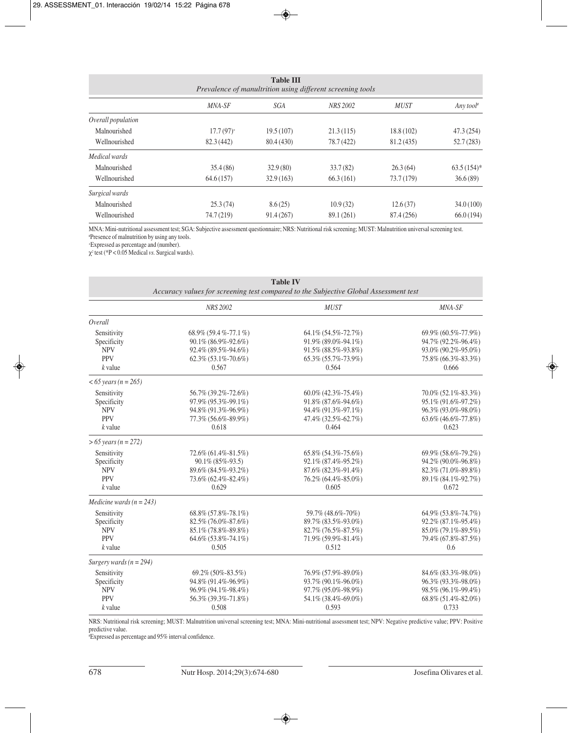**Table III**
*Prevalence of manultrition using different screening tools*

| | *MNA-SF* | *SGA* | *NRS 2002* | *MUST* | *Any tool*[a] |
|---|---|---|---|---|---|
| *Overall population* | | | | | |
| Malnourished | 17.7 (97)[+] | 19.5 (107) | 21.3 (115) | 18.8 (102) | 47.3 (254) |
| Wellnourished | 82.3 (442) | 80.4 (430) | 78.7 (422) | 81.2 (435) | 52.7 (283) |
| *Medical wards* | | | | | |
| Malnourished | 35.4 (86) | 32.9 (80) | 33.7 (82) | 26.3 (64) | 63.5 (154)* |
| Wellnourished | 64.6 (157) | 32.9 (163) | 66.3 (161) | 73.7 (179) | 36.6 (89) |
| *Surgical wards* | | | | | |
| Malnourished | 25.3 (74) | 8.6 (25) | 10.9 (32) | 12.6 (37) | 34.0 (100) |
| Wellnourished | 74.7 (219) | 91.4 (267) | 89.1 (261) | 87.4 (256) | 66.0 (194) |

MNA: Mini-nutritional assessment test; SGA: Subjective assessment questionnaire; NRS: Nutritional risk screening; MUST: Malnutrition universal screening test.
[a]Presence of malnutrition by using any tools.
[+]Expressed as percentage and (number).
$\chi^2$ test (*P < 0.05 Medical *vs.* Surgical wards).

**Table IV**
*Accuracy values for screening test compared to the Subjective Global Assessment test*

| | *NRS 2002* | *MUST* | *MNA-SF* |
|---|---|---|---|
| *Overall* | | | |
| Sensitivity | 68.9% (59.4 %-77.1 %) | 64.1% (54.5%-72.7%) | 69.9% (60.5%-77.9%) |
| Specificity | 90.1% (86.9%-92.6%) | 91.9% (89.0%-94.1%) | 94.7% (92.2%-96.4%) |
| NPV | 92.4% (89.5%-94.6%) | 91.5% (88.5%-93.8%) | 93.0% (90.2%-95.0%) |
| PPV | 62.3% (53.1%-70.6%) | 65.3% (55.7%-73.9%) | 75.8% (66.3%-83.3%) |
| *k* value | 0.567 | 0.564 | 0.666 |
| *< 65 years (n = 265)* | | | |
| Sensitivity | 56.7% (39.2%-72.6%) | 60.0% (42.3%-75.4%) | 70.0% (52.1%-83.3%) |
| Specificity | 97.9% (95.3%-99.1%) | 91.8% (87.6%-94.6%) | 95.1% (91.6%-97.2%) |
| NPV | 94.8% (91.3%-96.9%) | 94.4% (91.3%-97.1%) | 96.3% (93.0%-98.0%) |
| PPV | 77.3% (56.6%-89.9%) | 47.4% (32.5%-62.7%) | 63.6% (46.6%-77.8%) |
| *k* value | 0.618 | 0.464 | 0.623 |
| *> 65 years (n = 272)* | | | |
| Sensitivity | 72.6% (61.4%-81.5%) | 65.8% (54.3%-75.6%) | 69.9% (58.6%-79.2%) |
| Specificity | 90.1% (85%-93.5) | 92.1% (87.4%-95.2%) | 94.2% (90.0%-96.8%) |
| NPV | 89.6% (84.5%-93.2%) | 87.6% (82.3%-91.4%) | 82.3% (71.0%-89.8%) |
| PPV | 73.6% (62.4%-82.4%) | 76.2% (64.4%-85.0%) | 89.1% (84.1%-92.7%) |
| *k* value | 0.629 | 0.605 | 0.672 |
| *Medicine wards (n = 243)* | | | |
| Sensitivity | 68.8% (57.8%-78.1%) | 59.7% (48.6%-70%) | 64.9% (53.8%-74.7%) |
| Specificity | 82.5% (76.0%-87.6%) | 89.7% (83.5%-93.0%) | 92.2% (87.1%-95.4%) |
| NPV | 85.1% (78.8%-89.8%) | 82.7% (76.5%-87.5%) | 85.0% (79.1%-89.5%) |
| PPV | 64.6% (53.8%-74.1%) | 71.9% (59.9%-81.4%) | 79.4% (67.8%-87.5%) |
| *k* value | 0.505 | 0.512 | 0.6 |
| *Surgery wards (n = 294)* | | | |
| Sensitivity | 69.2% (50%-83.5%) | 76.9% (57.9%-89.0%) | 84.6% (83.3%-98.0%) |
| Specificity | 94.8% (91.4%-96.9%) | 93.7% (90.1%-96.0%) | 96.3% (93.3%-98.0%) |
| NPV | 96.9% (94.1%-98.4%) | 97.7% (95.0%-98.9%) | 98.5% (96.1%-99.4%) |
| PPV | 56.3% (39.3%-71.8%) | 54.1% (38.4%-69.0%) | 68.8% (51.4%-82.0%) |
| *k* value | 0.508 | 0.593 | 0.733 |

NRS: Nutritional risk screening; MUST: Malnutrition universal screening test; MNA: Mini-nutritional assessment test; NPV: Negative predictive value; PPV: Positive predictive value.
[a]Expressed as percentage and 95% interval confidence.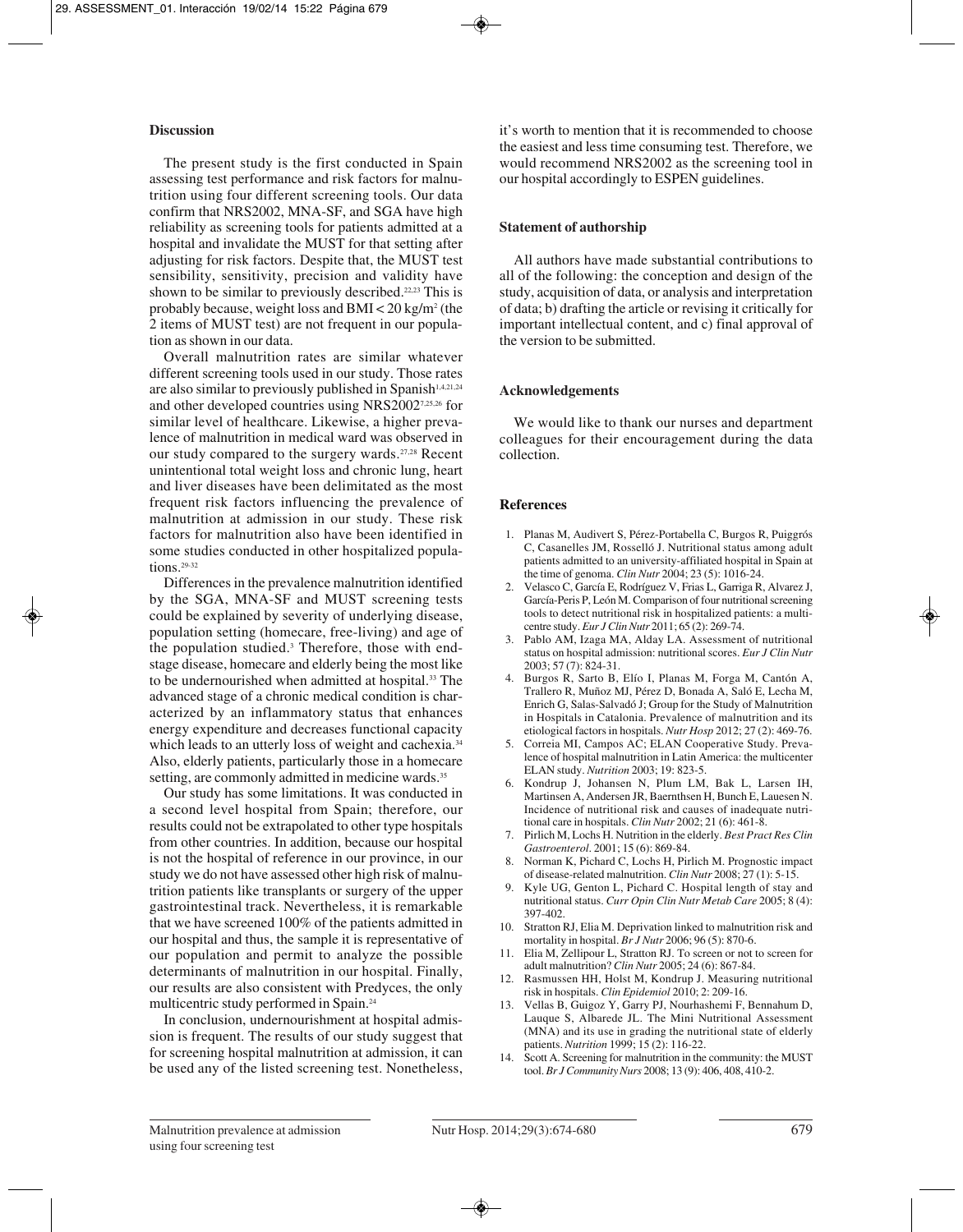## Discussion

The present study is the first conducted in Spain assessing test performance and risk factors for malnutrition using four different screening tools. Our data confirm that NRS2002, MNA-SF, and SGA have high reliability as screening tools for patients admitted at a hospital and invalidate the MUST for that setting after adjusting for risk factors. Despite that, the MUST test sensibility, sensitivity, precision and validity have shown to be similar to previously described.[22,23] This is probably because, weight loss and BMI < 20 kg/m$^2$ (the 2 items of MUST test) are not frequent in our population as shown in our data.

Overall malnutrition rates are similar whatever different screening tools used in our study. Those rates are also similar to previously published in Spanish[1,4,21,24] and other developed countries using NRS2002[7,25,26] for similar level of healthcare. Likewise, a higher prevalence of malnutrition in medical ward was observed in our study compared to the surgery wards.[27,28] Recent unintentional total weight loss and chronic lung, heart and liver diseases have been delimitated as the most frequent risk factors influencing the prevalence of malnutrition at admission in our study. These risk factors for malnutrition also have been identified in some studies conducted in other hospitalized populations.[29-32]

Differences in the prevalence malnutrition identified by the SGA, MNA-SF and MUST screening tests could be explained by severity of underlying disease, population setting (homecare, free-living) and age of the population studied.[3] Therefore, those with end-stage disease, homecare and elderly being the most like to be undernourished when admitted at hospital.[33] The advanced stage of a chronic medical condition is characterized by an inflammatory status that enhances energy expenditure and decreases functional capacity which leads to an utterly loss of weight and cachexia.[34] Also, elderly patients, particularly those in a homecare setting, are commonly admitted in medicine wards.[35]

Our study has some limitations. It was conducted in a second level hospital from Spain; therefore, our results could not be extrapolated to other type hospitals from other countries. In addition, because our hospital is not the hospital of reference in our province, in our study we do not have assessed other high risk of malnutrition patients like transplants or surgery of the upper gastrointestinal track. Nevertheless, it is remarkable that we have screened 100% of the patients admitted in our hospital and thus, the sample it is representative of our population and permit to analyze the possible determinants of malnutrition in our hospital. Finally, our results are also consistent with Predyces, the only multicentric study performed in Spain.[24]

In conclusion, undernourishment at hospital admission is frequent. The results of our study suggest that for screening hospital malnutrition at admission, it can be used any of the listed screening test. Nonetheless, it's worth to mention that it is recommended to choose the easiest and less time consuming test. Therefore, we would recommend NRS2002 as the screening tool in our hospital accordingly to ESPEN guidelines.

## Statement of authorship

All authors have made substantial contributions to all of the following: the conception and design of the study, acquisition of data, or analysis and interpretation of data; b) drafting the article or revising it critically for important intellectual content, and c) final approval of the version to be submitted.

## Acknowledgements

We would like to thank our nurses and department colleagues for their encouragement during the data collection.

## References

1. Planas M, Audivert S, Pérez-Portabella C, Burgos R, Puiggrós C, Casanelles JM, Rosselló J. Nutritional status among adult patients admitted to an university-affiliated hospital in Spain at the time of genoma. *Clin Nutr* 2004; 23 (5): 1016-24.
2. Velasco C, García E, Rodríguez V, Frias L, Garriga R, Alvarez J, García-Peris P, León M. Comparison of four nutritional screening tools to detect nutritional risk in hospitalized patients: a multicentre study. *Eur J Clin Nutr* 2011; 65 (2): 269-74.
3. Pablo AM, Izaga MA, Alday LA. Assessment of nutritional status on hospital admission: nutritional scores. *Eur J Clin Nutr* 2003; 57 (7): 824-31.
4. Burgos R, Sarto B, Elío I, Planas M, Forga M, Cantón A, Trallero R, Muñoz MJ, Pérez D, Bonada A, Saló E, Lecha M, Enrich G, Salas-Salvadó J; Group for the Study of Malnutrition in Hospitals in Catalonia. Prevalence of malnutrition and its etiological factors in hospitals. *Nutr Hosp* 2012; 27 (2): 469-76.
5. Correia MI, Campos AC; ELAN Cooperative Study. Prevalence of hospital malnutrition in Latin America: the multicenter ELAN study. *Nutrition* 2003; 19: 823-5.
6. Kondrup J, Johansen N, Plum LM, Bak L, Larsen IH, Martinsen A, Andersen JR, Baernthsen H, Bunch E, Lauesen N. Incidence of nutritional risk and causes of inadequate nutritional care in hospitals. *Clin Nutr* 2002; 21 (6): 461-8.
7. Pirlich M, Lochs H. Nutrition in the elderly. *Best Pract Res Clin Gastroenterol*. 2001; 15 (6): 869-84.
8. Norman K, Pichard C, Lochs H, Pirlich M. Prognostic impact of disease-related malnutrition. *Clin Nutr* 2008; 27 (1): 5-15.
9. Kyle UG, Genton L, Pichard C. Hospital length of stay and nutritional status. *Curr Opin Clin Nutr Metab Care* 2005; 8 (4): 397-402.
10. Stratton RJ, Elia M. Deprivation linked to malnutrition risk and mortality in hospital. *Br J Nutr* 2006; 96 (5): 870-6.
11. Elia M, Zellipour L, Stratton RJ. To screen or not to screen for adult malnutrition? *Clin Nutr* 2005; 24 (6): 867-84.
12. Rasmussen HH, Holst M, Kondrup J. Measuring nutritional risk in hospitals. *Clin Epidemiol* 2010; 2: 209-16.
13. Vellas B, Guigoz Y, Garry PJ, Nourhashemi F, Bennahum D, Lauque S, Albarede JL. The Mini Nutritional Assessment (MNA) and its use in grading the nutritional state of elderly patients. *Nutrition* 1999; 15 (2): 116-22.
14. Scott A. Screening for malnutrition in the community: the MUST tool. *Br J Community Nurs* 2008; 13 (9): 406, 408, 410-2.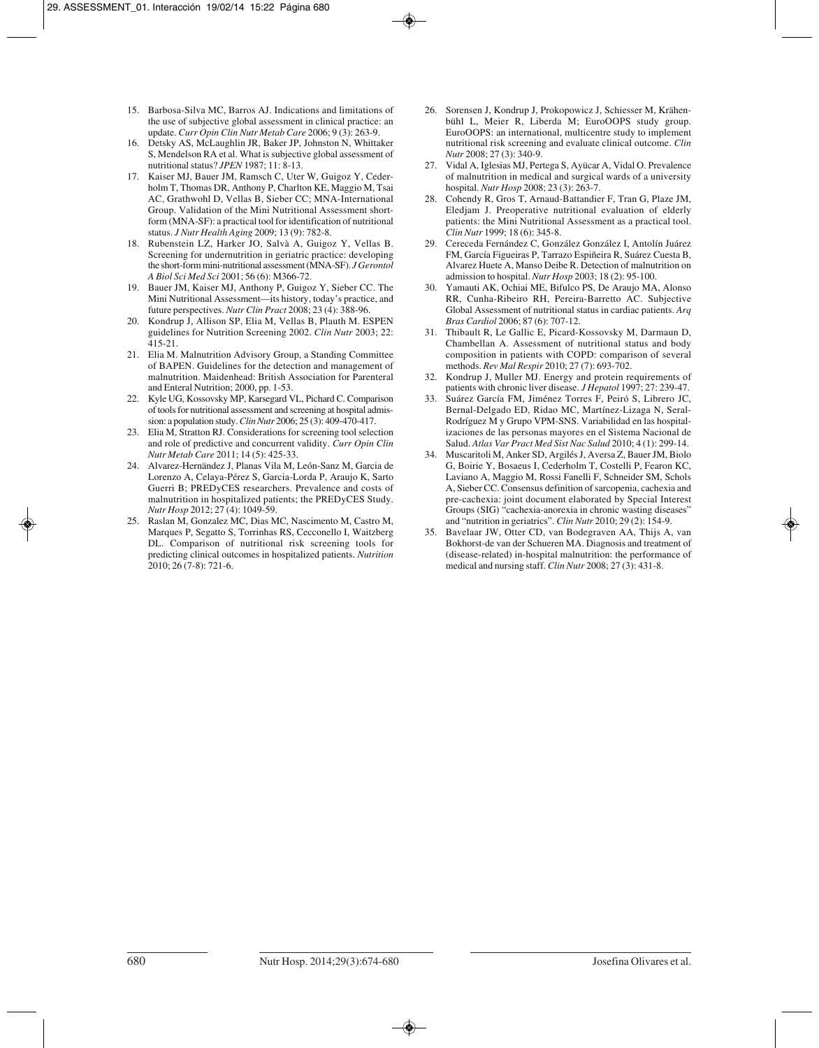15. Barbosa-Silva MC, Barros AJ. Indications and limitations of the use of subjective global assessment in clinical practice: an update. *Curr Opin Clin Nutr Metab Care* 2006; 9 (3): 263-9.
16. Detsky AS, McLaughlin JR, Baker JP, Johnston N, Whittaker S, Mendelson RA et al. What is subjective global assessment of nutritional status? *JPEN* 1987; 11: 8-13.
17. Kaiser MJ, Bauer JM, Ramsch C, Uter W, Guigoz Y, Cederholm T, Thomas DR, Anthony P, Charlton KE, Maggio M, Tsai AC, Grathwohl D, Vellas B, Sieber CC; MNA-International Group. Validation of the Mini Nutritional Assessment short-form (MNA-SF): a practical tool for identification of nutritional status. *J Nutr Health Aging* 2009; 13 (9): 782-8.
18. Rubenstein LZ, Harker JO, Salvà A, Guigoz Y, Vellas B. Screening for undernutrition in geriatric practice: developing the short-form mini-nutritional assessment (MNA-SF). *J Gerontol A Biol Sci Med Sci* 2001; 56 (6): M366-72.
19. Bauer JM, Kaiser MJ, Anthony P, Guigoz Y, Sieber CC. The Mini Nutritional Assessment—its history, today's practice, and future perspectives. *Nutr Clin Pract* 2008; 23 (4): 388-96.
20. Kondrup J, Allison SP, Elia M, Vellas B, Plauth M. ESPEN guidelines for Nutrition Screening 2002. *Clin Nutr* 2003; 22: 415-21.
21. Elia M. Malnutrition Advisory Group, a Standing Committee of BAPEN. Guidelines for the detection and management of malnutrition. Maidenhead: British Association for Parenteral and Enteral Nutrition; 2000, pp. 1-53.
22. Kyle UG, Kossovsky MP, Karsegard VL, Pichard C. Comparison of tools for nutritional assessment and screening at hospital admission: a population study. *Clin Nutr* 2006; 25 (3): 409-470-417.
23. Elia M, Stratton RJ. Considerations for screening tool selection and role of predictive and concurrent validity. *Curr Opin Clin Nutr Metab Care* 2011; 14 (5): 425-33.
24. Alvarez-Hernändez J, Planas Vila M, León-Sanz M, Garcia de Lorenzo A, Celaya-Pérez S, Garcia-Lorda P, Araujo K, Sarto Guerri B; PREDyCES researchers. Prevalence and costs of malnutrition in hospitalized patients; the PREDyCES Study. *Nutr Hosp* 2012; 27 (4): 1049-59.
25. Raslan M, Gonzalez MC, Dias MC, Nascimento M, Castro M, Marques P, Segatto S, Torrinhas RS, Cecconello I, Waitzberg DL. Comparison of nutritional risk screening tools for predicting clinical outcomes in hospitalized patients. *Nutrition* 2010; 26 (7-8): 721-6.
26. Sorensen J, Kondrup J, Prokopowicz J, Schiesser M, Krähenbühl L, Meier R, Liberda M; EuroOOPS study group. EuroOOPS: an international, multicentre study to implement nutritional risk screening and evaluate clinical outcome. *Clin Nutr* 2008; 27 (3): 340-9.
27. Vidal A, Iglesias MJ, Pertega S, Ayücar A, Vidal O. Prevalence of malnutrition in medical and surgical wards of a university hospital. *Nutr Hosp* 2008; 23 (3): 263-7.
28. Cohendy R, Gros T, Arnaud-Battandier F, Tran G, Plaze JM, Eledjam J. Preoperative nutritional evaluation of elderly patients: the Mini Nutritional Assessment as a practical tool. *Clin Nutr* 1999; 18 (6): 345-8.
29. Cereceda Fernández C, González González I, Antolín Juárez FM, García Figueiras P, Tarrazo Espiñeira R, Suárez Cuesta B, Alvarez Huete A, Manso Deibe R. Detection of malnutrition on admission to hospital. *Nutr Hosp* 2003; 18 (2): 95-100.
30. Yamauti AK, Ochiai ME, Bifulco PS, De Araujo MA, Alonso RR, Cunha-Ribeiro RH, Pereira-Barretto AC. Subjective Global Assessment of nutritional status in cardiac patients. *Arq Bras Cardiol* 2006; 87 (6): 707-12.
31. Thibault R, Le Gallic E, Picard-Kossovsky M, Darmaun D, Chambellan A. Assessment of nutritional status and body composition in patients with COPD: comparison of several methods. *Rev Mal Respir* 2010; 27 (7): 693-702.
32. Kondrup J, Muller MJ. Energy and protein requirements of patients with chronic liver disease. *J Hepatol* 1997; 27: 239-47.
33. Suárez García FM, Jiménez Torres F, Peiró S, Librero JC, Bernal-Delgado ED, Ridao MC, Martínez-Lizaga N, Seral-Rodríguez M y Grupo VPM-SNS. Variabilidad en las hospitalizaciones de las personas mayores en el Sistema Nacional de Salud. *Atlas Var Pract Med Sist Nac Salud* 2010; 4 (1): 299-14.
34. Muscaritoli M, Anker SD, Argilés J, Aversa Z, Bauer JM, Biolo G, Boirie Y, Bosaeus I, Cederholm T, Costelli P, Fearon KC, Laviano A, Maggio M, Rossi Fanelli F, Schneider SM, Schols A, Sieber CC. Consensus definition of sarcopenia, cachexia and pre-cachexia: joint document elaborated by Special Interest Groups (SIG) "cachexia-anorexia in chronic wasting diseases" and "nutrition in geriatrics". *Clin Nutr* 2010; 29 (2): 154-9.
35. Bavelaar JW, Otter CD, van Bodegraven AA, Thijs A, van Bokhorst-de van der Schueren MA. Diagnosis and treatment of (disease-related) in-hospital malnutrition: the performance of medical and nursing staff. *Clin Nutr* 2008; 27 (3): 431-8.